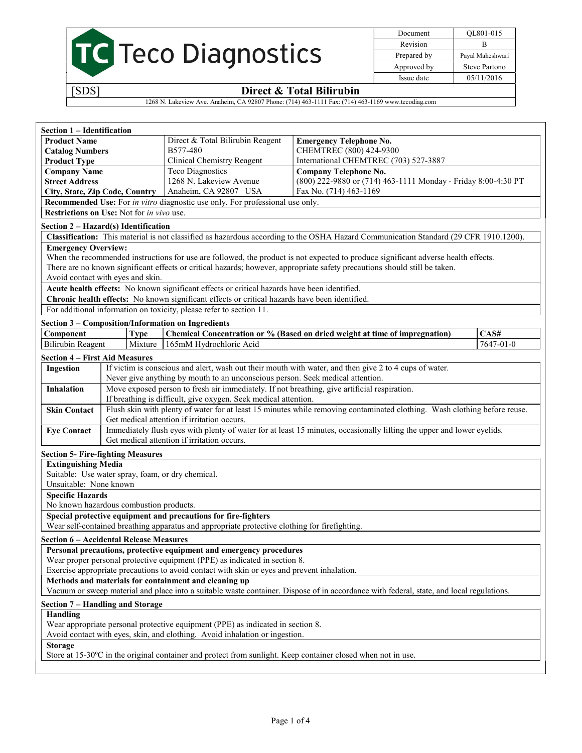# Teco Diagnostics

| Document | QL801-015 |
|---|---|
| Revision | B |
| Prepared by | Payal Maheshwari |
| Approved by | Steve Partono |
| Issue date | 05/11/2016 |

[SDS] **Direct & Total Bilirubin**

1268 N. Lakeview Ave. Anaheim, CA 92807 Phone: (714) 463-1111 Fax: (714) 463-1169 www.tecodiag.com

## Section 1 – Identification

| | | |
|---|---|---|
| **Product Name** | Direct & Total Bilirubin Reagent | **Emergency Telephone No.** |
| **Catalog Numbers** | B577-480 | CHEMTREC (800) 424-9300 |
| **Product Type** | Clinical Chemistry Reagent | International CHEMTREC (703) 527-3887 |
| **Company Name** | Teco Diagnostics | **Company Telephone No.** |
| **Street Address** | 1268 N. Lakeview Avenue | (800) 222-9880 or (714) 463-1111 Monday - Friday 8:00-4:30 PT |
| **City, State, Zip Code, Country** | Anaheim, CA 92807 USA | Fax No. (714) 463-1169 |

**Recommended Use:** For *in vitro* diagnostic use only. For professional use only.

**Restrictions on Use:** Not for *in vivo* use.

## Section 2 – Hazard(s) Identification

**Classification:** This material is not classified as hazardous according to the OSHA Hazard Communication Standard (29 CFR 1910.1200).

**Emergency Overview:**

When the recommended instructions for use are followed, the product is not expected to produce significant adverse health effects.
There are no known significant effects or critical hazards; however, appropriate safety precautions should still be taken.
Avoid contact with eyes and skin.

**Acute health effects:** No known significant effects or critical hazards have been identified.

**Chronic health effects:** No known significant effects or critical hazards have been identified.

For additional information on toxicity, please refer to section 11.

## Section 3 – Composition/Information on Ingredients

| Component | Type | Chemical Concentration or % (Based on dried weight at time of impregnation) | CAS# |
|---|---|---|---|
| Bilirubin Reagent | Mixture | 165mM Hydrochloric Acid | 7647-01-0 |

## Section 4 – First Aid Measures

| | |
|---|---|
| **Ingestion** | If victim is conscious and alert, wash out their mouth with water, and then give 2 to 4 cups of water. Never give anything by mouth to an unconscious person. Seek medical attention. |
| **Inhalation** | Move exposed person to fresh air immediately. If not breathing, give artificial respiration. If breathing is difficult, give oxygen. Seek medical attention. |
| **Skin Contact** | Flush skin with plenty of water for at least 15 minutes while removing contaminated clothing. Wash clothing before reuse. Get medical attention if irritation occurs. |
| **Eye Contact** | Immediately flush eyes with plenty of water for at least 15 minutes, occasionally lifting the upper and lower eyelids. Get medical attention if irritation occurs. |

## Section 5- Fire-fighting Measures

**Extinguishing Media**

Suitable: Use water spray, foam, or dry chemical.
Unsuitable: None known

**Specific Hazards**

No known hazardous combustion products.

**Special protective equipment and precautions for fire-fighters**

Wear self-contained breathing apparatus and appropriate protective clothing for firefighting.

## Section 6 – Accidental Release Measures

**Personal precautions, protective equipment and emergency procedures**

Wear proper personal protective equipment (PPE) as indicated in section 8.
Exercise appropriate precautions to avoid contact with skin or eyes and prevent inhalation.

**Methods and materials for containment and cleaning up**

Vacuum or sweep material and place into a suitable waste container. Dispose of in accordance with federal, state, and local regulations.

## Section 7 – Handling and Storage

**Handling**

Wear appropriate personal protective equipment (PPE) as indicated in section 8.
Avoid contact with eyes, skin, and clothing. Avoid inhalation or ingestion.

**Storage**

Store at 15-30ºC in the original container and protect from sunlight. Keep container closed when not in use.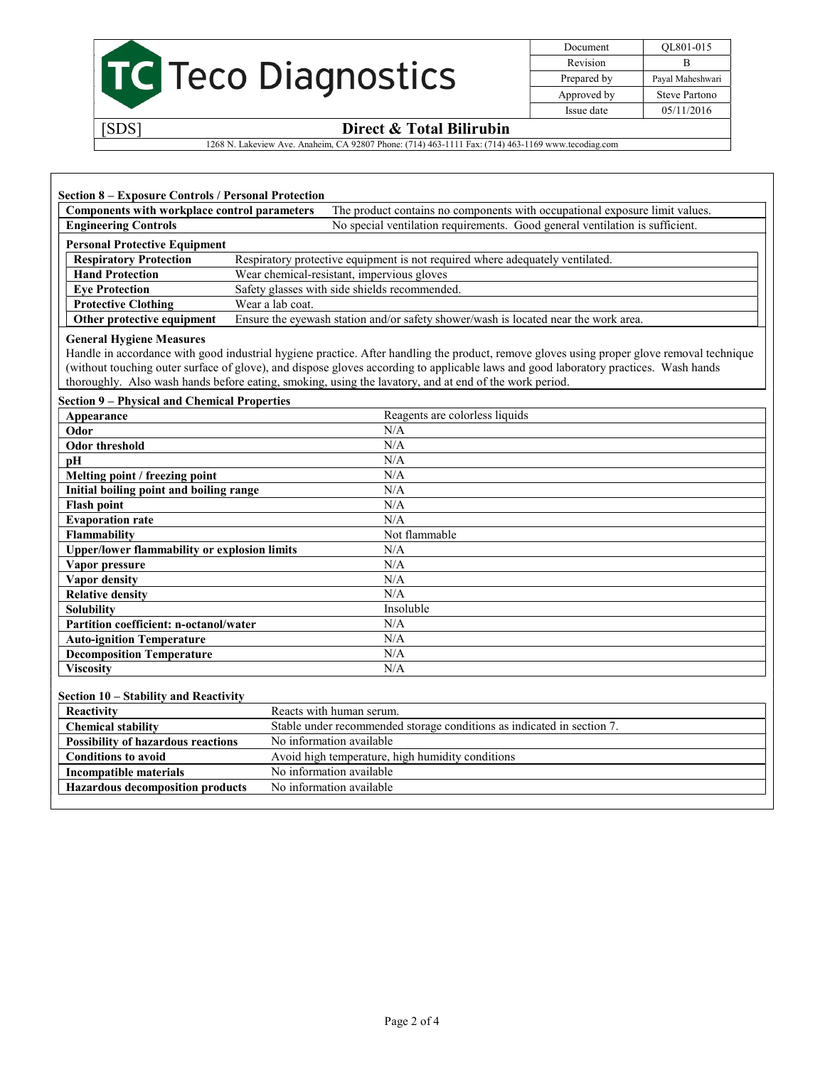## Section 8 – Exposure Controls / Personal Protection

| Components with workplace control parameters | The product contains no components with occupational exposure limit values. |
|---|---|
| **Engineering Controls** | No special ventilation requirements. Good general ventilation is sufficient. |

**Personal Protective Equipment**

| | |
|---|---|
| **Respiratory Protection** | Respiratory protective equipment is not required where adequately ventilated. |
| **Hand Protection** | Wear chemical-resistant, impervious gloves |
| **Eye Protection** | Safety glasses with side shields recommended. |
| **Protective Clothing** | Wear a lab coat. |
| **Other protective equipment** | Ensure the eyewash station and/or safety shower/wash is located near the work area. |

**General Hygiene Measures**

Handle in accordance with good industrial hygiene practice. After handling the product, remove gloves using proper glove removal technique (without touching outer surface of glove), and dispose gloves according to applicable laws and good laboratory practices. Wash hands thoroughly. Also wash hands before eating, smoking, using the lavatory, and at end of the work period.

## Section 9 – Physical and Chemical Properties

| | |
|---|---|
| **Appearance** | Reagents are colorless liquids |
| **Odor** | N/A |
| **Odor threshold** | N/A |
| **pH** | N/A |
| **Melting point / freezing point** | N/A |
| **Initial boiling point and boiling range** | N/A |
| **Flash point** | N/A |
| **Evaporation rate** | N/A |
| **Flammability** | Not flammable |
| **Upper/lower flammability or explosion limits** | N/A |
| **Vapor pressure** | N/A |
| **Vapor density** | N/A |
| **Relative density** | N/A |
| **Solubility** | Insoluble |
| **Partition coefficient: n-octanol/water** | N/A |
| **Auto-ignition Temperature** | N/A |
| **Decomposition Temperature** | N/A |
| **Viscosity** | N/A |

## Section 10 – Stability and Reactivity

| | |
|---|---|
| **Reactivity** | Reacts with human serum. |
| **Chemical stability** | Stable under recommended storage conditions as indicated in section 7. |
| **Possibility of hazardous reactions** | No information available |
| **Conditions to avoid** | Avoid high temperature, high humidity conditions |
| **Incompatible materials** | No information available |
| **Hazardous decomposition products** | No information available |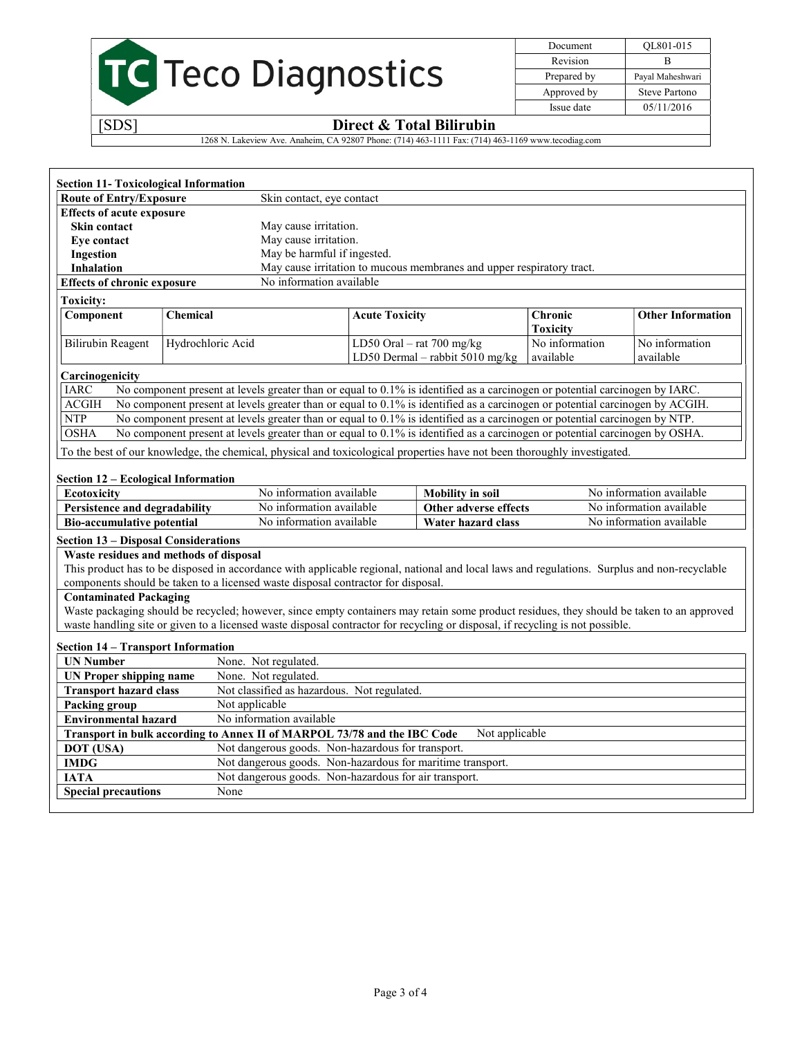## Section 11- Toxicological Information

| | |
|---|---|
| **Route of Entry/Exposure** | Skin contact, eye contact |
| **Effects of acute exposure** | |
| **Skin contact** | May cause irritation. |
| **Eye contact** | May cause irritation. |
| **Ingestion** | May be harmful if ingested. |
| **Inhalation** | May cause irritation to mucous membranes and upper respiratory tract. |
| **Effects of chronic exposure** | No information available |

**Toxicity:**

| Component | Chemical | Acute Toxicity | Chronic Toxicity | Other Information |
|---|---|---|---|---|
| Bilirubin Reagent | Hydrochloric Acid | LD50 Oral – rat 700 mg/kg<br>LD50 Dermal – rabbit 5010 mg/kg | No information available | No information available |

**Carcinogenicity**

| | |
|---|---|
| IARC | No component present at levels greater than or equal to 0.1% is identified as a carcinogen or potential carcinogen by IARC. |
| ACGIH | No component present at levels greater than or equal to 0.1% is identified as a carcinogen or potential carcinogen by ACGIH. |
| NTP | No component present at levels greater than or equal to 0.1% is identified as a carcinogen or potential carcinogen by NTP. |
| OSHA | No component present at levels greater than or equal to 0.1% is identified as a carcinogen or potential carcinogen by OSHA. |

To the best of our knowledge, the chemical, physical and toxicological properties have not been thoroughly investigated.

## Section 12 – Ecological Information

| | | | |
|---|---|---|---|
| **Ecotoxicity** | No information available | **Mobility in soil** | No information available |
| **Persistence and degradability** | No information available | **Other adverse effects** | No information available |
| **Bio-accumulative potential** | No information available | **Water hazard class** | No information available |

## Section 13 – Disposal Considerations

**Waste residues and methods of disposal**

This product has to be disposed in accordance with applicable regional, national and local laws and regulations. Surplus and non-recyclable components should be taken to a licensed waste disposal contractor for disposal.

**Contaminated Packaging**

Waste packaging should be recycled; however, since empty containers may retain some product residues, they should be taken to an approved waste handling site or given to a licensed waste disposal contractor for recycling or disposal, if recycling is not possible.

## Section 14 – Transport Information

| | |
|---|---|
| **UN Number** | None. Not regulated. |
| **UN Proper shipping name** | None. Not regulated. |
| **Transport hazard class** | Not classified as hazardous. Not regulated. |
| **Packing group** | Not applicable |
| **Environmental hazard** | No information available |
| **Transport in bulk according to Annex II of MARPOL 73/78 and the IBC Code** | Not applicable |
| **DOT (USA)** | Not dangerous goods. Non-hazardous for transport. |
| **IMDG** | Not dangerous goods. Non-hazardous for maritime transport. |
| **IATA** | Not dangerous goods. Non-hazardous for air transport. |
| **Special precautions** | None |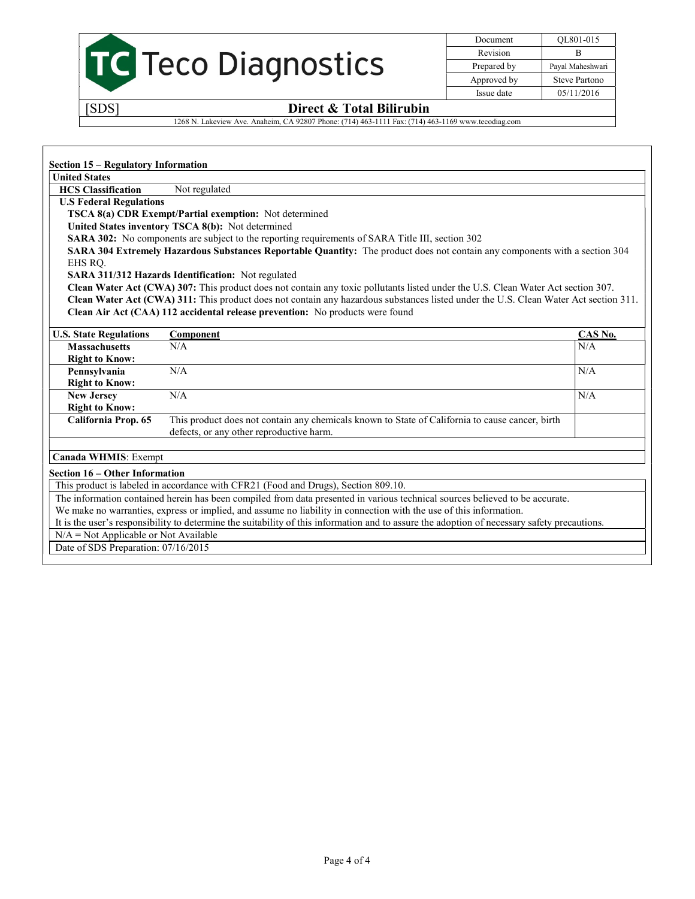## Section 15 – Regulatory Information

**United States**

**HCS Classification** Not regulated

**U.S Federal Regulations**

**TSCA 8(a) CDR Exempt/Partial exemption:** Not determined

**United States inventory TSCA 8(b):** Not determined

**SARA 302:** No components are subject to the reporting requirements of SARA Title III, section 302

**SARA 304 Extremely Hazardous Substances Reportable Quantity:** The product does not contain any components with a section 304 EHS RQ.

**SARA 311/312 Hazards Identification:** Not regulated

**Clean Water Act (CWA) 307:** This product does not contain any toxic pollutants listed under the U.S. Clean Water Act section 307.

**Clean Water Act (CWA) 311:** This product does not contain any hazardous substances listed under the U.S. Clean Water Act section 311.

**Clean Air Act (CAA) 112 accidental release prevention:** No products were found

| U.S. State Regulations | Component | CAS No. |
|---|---|---|
| **Massachusetts Right to Know:** | N/A | N/A |
| **Pennsylvania Right to Know:** | N/A | N/A |
| **New Jersey Right to Know:** | N/A | N/A |
| **California Prop. 65** | This product does not contain any chemicals known to State of California to cause cancer, birth defects, or any other reproductive harm. | |

**Canada WHMIS**: Exempt

## Section 16 – Other Information

This product is labeled in accordance with CFR21 (Food and Drugs), Section 809.10.

The information contained herein has been compiled from data presented in various technical sources believed to be accurate.
We make no warranties, express or implied, and assume no liability in connection with the use of this information.
It is the user's responsibility to determine the suitability of this information and to assure the adoption of necessary safety precautions.

N/A = Not Applicable or Not Available

Date of SDS Preparation: 07/16/2015